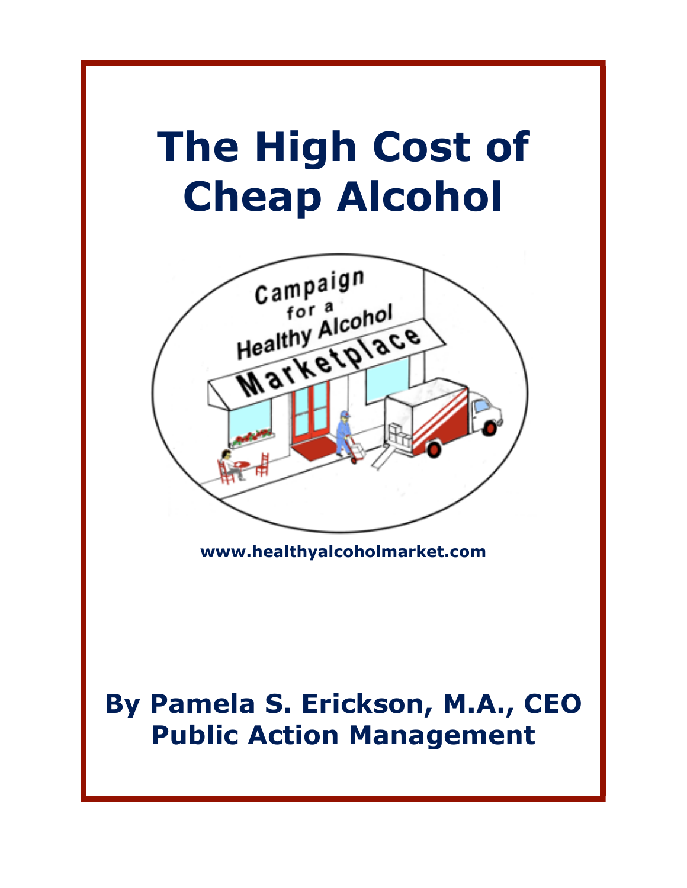# The High Cost of Cheap Alcohol

Campaign for a Healthy Alcohol Marketplace

**www.healthyalcoholmarket.com**

**By Pamela S. Erickson, M.A., CEO**
**Public Action Management**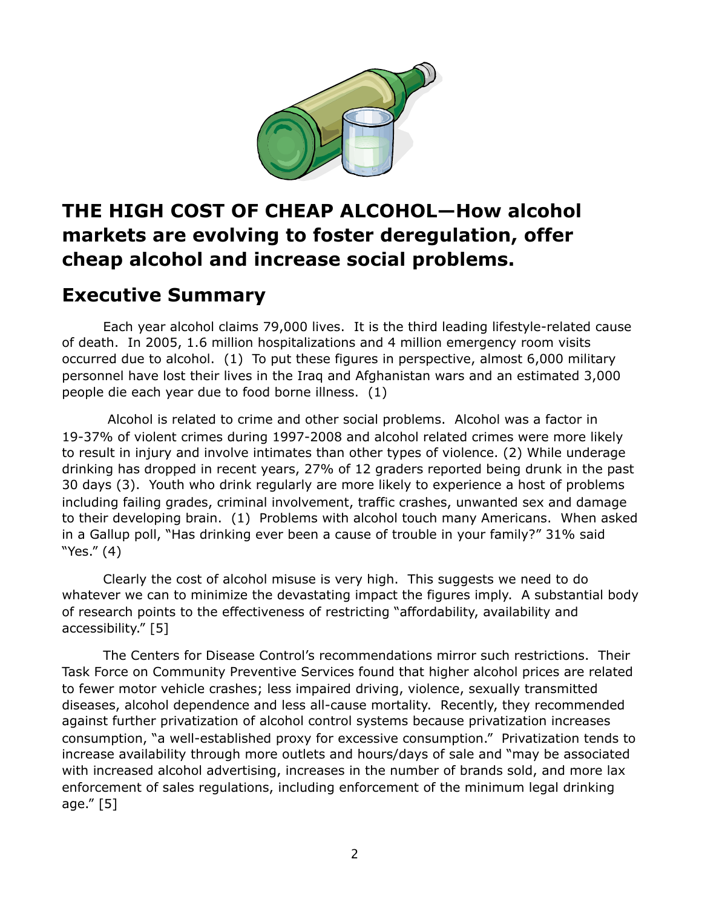# THE HIGH COST OF CHEAP ALCOHOL—How alcohol markets are evolving to foster deregulation, offer cheap alcohol and increase social problems.

## Executive Summary

Each year alcohol claims 79,000 lives. It is the third leading lifestyle-related cause of death. In 2005, 1.6 million hospitalizations and 4 million emergency room visits occurred due to alcohol. (1) To put these figures in perspective, almost 6,000 military personnel have lost their lives in the Iraq and Afghanistan wars and an estimated 3,000 people die each year due to food borne illness. (1)

Alcohol is related to crime and other social problems. Alcohol was a factor in 19-37% of violent crimes during 1997-2008 and alcohol related crimes were more likely to result in injury and involve intimates than other types of violence. (2) While underage drinking has dropped in recent years, 27% of 12 graders reported being drunk in the past 30 days (3). Youth who drink regularly are more likely to experience a host of problems including failing grades, criminal involvement, traffic crashes, unwanted sex and damage to their developing brain. (1) Problems with alcohol touch many Americans. When asked in a Gallup poll, "Has drinking ever been a cause of trouble in your family?" 31% said "Yes." (4)

Clearly the cost of alcohol misuse is very high. This suggests we need to do whatever we can to minimize the devastating impact the figures imply. A substantial body of research points to the effectiveness of restricting "affordability, availability and accessibility." [5]

The Centers for Disease Control's recommendations mirror such restrictions. Their Task Force on Community Preventive Services found that higher alcohol prices are related to fewer motor vehicle crashes; less impaired driving, violence, sexually transmitted diseases, alcohol dependence and less all-cause mortality. Recently, they recommended against further privatization of alcohol control systems because privatization increases consumption, "a well-established proxy for excessive consumption." Privatization tends to increase availability through more outlets and hours/days of sale and "may be associated with increased alcohol advertising, increases in the number of brands sold, and more lax enforcement of sales regulations, including enforcement of the minimum legal drinking age." [5]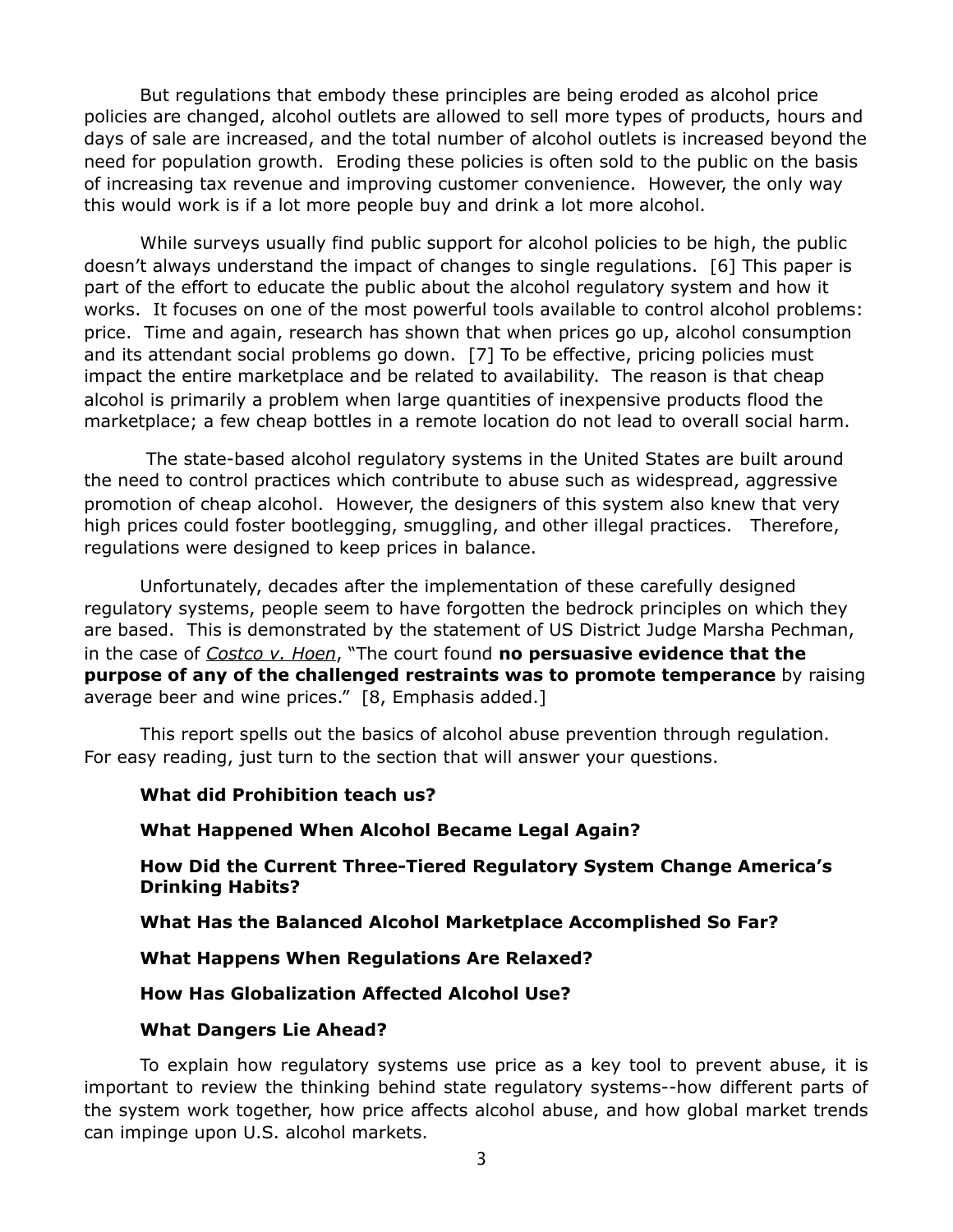But regulations that embody these principles are being eroded as alcohol price policies are changed, alcohol outlets are allowed to sell more types of products, hours and days of sale are increased, and the total number of alcohol outlets is increased beyond the need for population growth. Eroding these policies is often sold to the public on the basis of increasing tax revenue and improving customer convenience. However, the only way this would work is if a lot more people buy and drink a lot more alcohol.

While surveys usually find public support for alcohol policies to be high, the public doesn't always understand the impact of changes to single regulations. [6] This paper is part of the effort to educate the public about the alcohol regulatory system and how it works. It focuses on one of the most powerful tools available to control alcohol problems: price. Time and again, research has shown that when prices go up, alcohol consumption and its attendant social problems go down. [7] To be effective, pricing policies must impact the entire marketplace and be related to availability. The reason is that cheap alcohol is primarily a problem when large quantities of inexpensive products flood the marketplace; a few cheap bottles in a remote location do not lead to overall social harm.

The state-based alcohol regulatory systems in the United States are built around the need to control practices which contribute to abuse such as widespread, aggressive promotion of cheap alcohol. However, the designers of this system also knew that very high prices could foster bootlegging, smuggling, and other illegal practices. Therefore, regulations were designed to keep prices in balance.

Unfortunately, decades after the implementation of these carefully designed regulatory systems, people seem to have forgotten the bedrock principles on which they are based. This is demonstrated by the statement of US District Judge Marsha Pechman, in the case of *Costco v. Hoen*, "The court found **no persuasive evidence that the purpose of any of the challenged restraints was to promote temperance** by raising average beer and wine prices." [8, Emphasis added.]

This report spells out the basics of alcohol abuse prevention through regulation. For easy reading, just turn to the section that will answer your questions.

**What did Prohibition teach us?**

**What Happened When Alcohol Became Legal Again?**

**How Did the Current Three-Tiered Regulatory System Change America's Drinking Habits?**

**What Has the Balanced Alcohol Marketplace Accomplished So Far?**

**What Happens When Regulations Are Relaxed?**

**How Has Globalization Affected Alcohol Use?**

**What Dangers Lie Ahead?**

To explain how regulatory systems use price as a key tool to prevent abuse, it is important to review the thinking behind state regulatory systems--how different parts of the system work together, how price affects alcohol abuse, and how global market trends can impinge upon U.S. alcohol markets.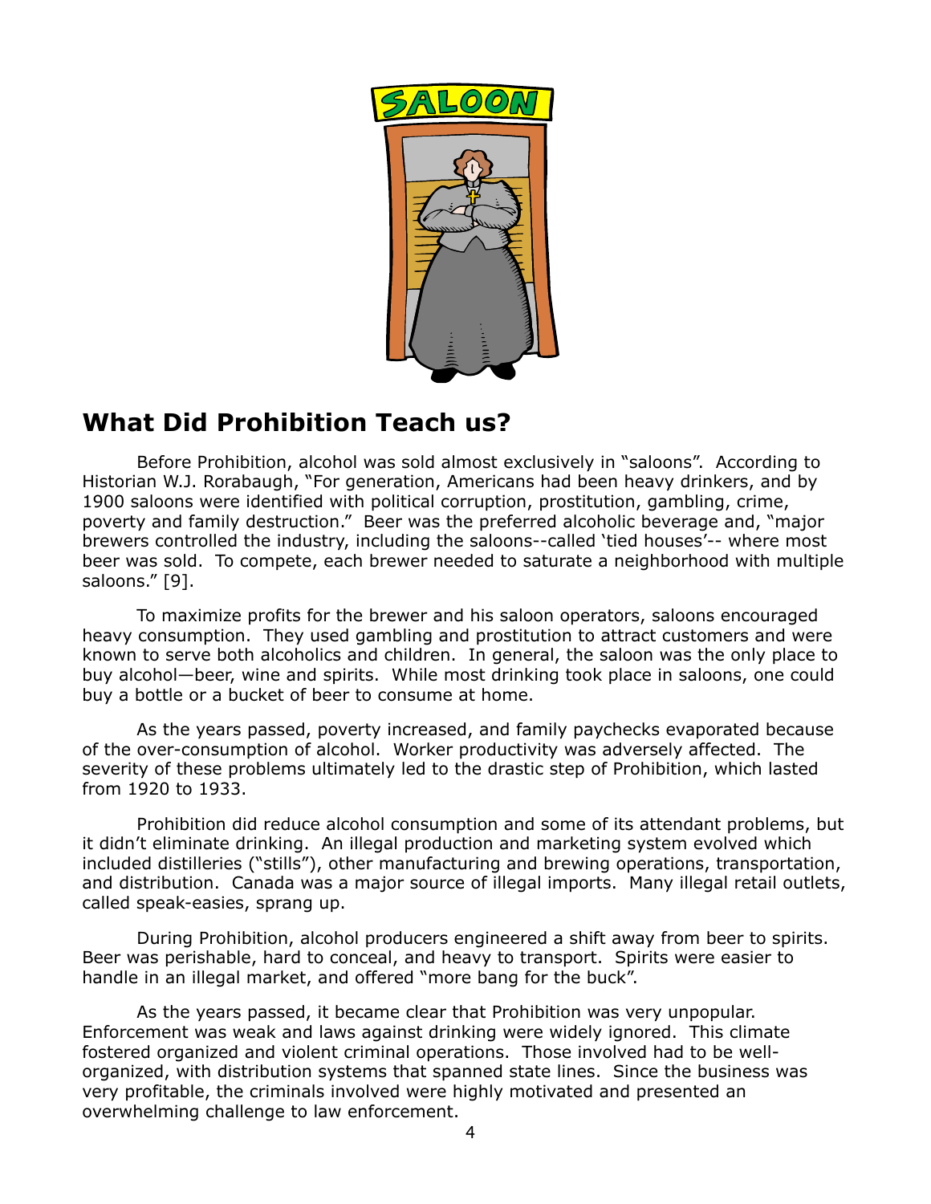## What Did Prohibition Teach us?

Before Prohibition, alcohol was sold almost exclusively in "saloons". According to Historian W.J. Rorabaugh, "For generation, Americans had been heavy drinkers, and by 1900 saloons were identified with political corruption, prostitution, gambling, crime, poverty and family destruction." Beer was the preferred alcoholic beverage and, "major brewers controlled the industry, including the saloons--called 'tied houses'-- where most beer was sold. To compete, each brewer needed to saturate a neighborhood with multiple saloons." [9].

To maximize profits for the brewer and his saloon operators, saloons encouraged heavy consumption. They used gambling and prostitution to attract customers and were known to serve both alcoholics and children. In general, the saloon was the only place to buy alcohol—beer, wine and spirits. While most drinking took place in saloons, one could buy a bottle or a bucket of beer to consume at home.

As the years passed, poverty increased, and family paychecks evaporated because of the over-consumption of alcohol. Worker productivity was adversely affected. The severity of these problems ultimately led to the drastic step of Prohibition, which lasted from 1920 to 1933.

Prohibition did reduce alcohol consumption and some of its attendant problems, but it didn't eliminate drinking. An illegal production and marketing system evolved which included distilleries ("stills"), other manufacturing and brewing operations, transportation, and distribution. Canada was a major source of illegal imports. Many illegal retail outlets, called speak-easies, sprang up.

During Prohibition, alcohol producers engineered a shift away from beer to spirits. Beer was perishable, hard to conceal, and heavy to transport. Spirits were easier to handle in an illegal market, and offered "more bang for the buck".

As the years passed, it became clear that Prohibition was very unpopular. Enforcement was weak and laws against drinking were widely ignored. This climate fostered organized and violent criminal operations. Those involved had to be well-organized, with distribution systems that spanned state lines. Since the business was very profitable, the criminals involved were highly motivated and presented an overwhelming challenge to law enforcement.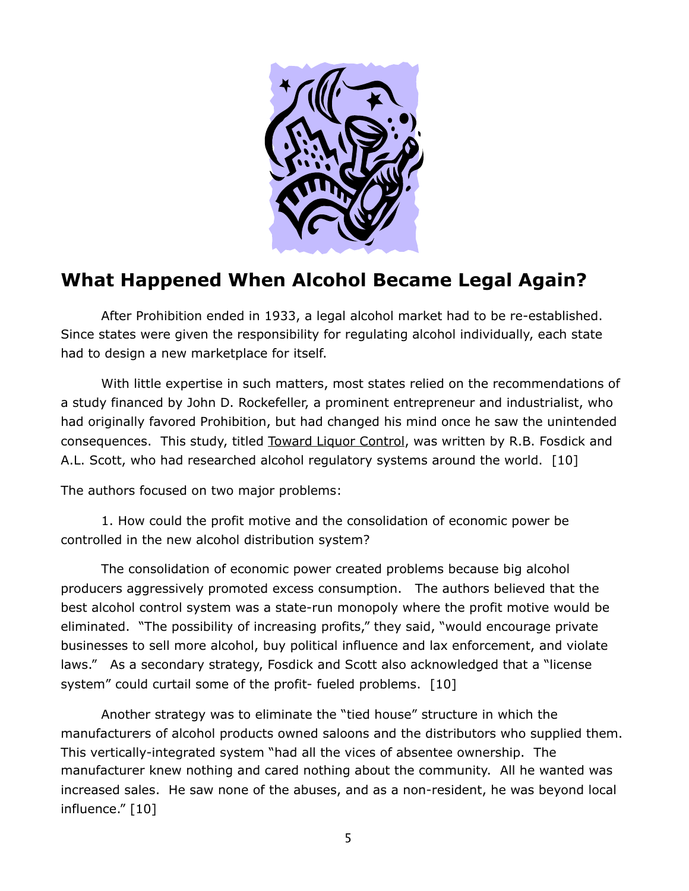## What Happened When Alcohol Became Legal Again?

After Prohibition ended in 1933, a legal alcohol market had to be re-established. Since states were given the responsibility for regulating alcohol individually, each state had to design a new marketplace for itself.

With little expertise in such matters, most states relied on the recommendations of a study financed by John D. Rockefeller, a prominent entrepreneur and industrialist, who had originally favored Prohibition, but had changed his mind once he saw the unintended consequences. This study, titled Toward Liquor Control, was written by R.B. Fosdick and A.L. Scott, who had researched alcohol regulatory systems around the world. [10]

The authors focused on two major problems:

1. How could the profit motive and the consolidation of economic power be controlled in the new alcohol distribution system?

The consolidation of economic power created problems because big alcohol producers aggressively promoted excess consumption. The authors believed that the best alcohol control system was a state-run monopoly where the profit motive would be eliminated. "The possibility of increasing profits," they said, "would encourage private businesses to sell more alcohol, buy political influence and lax enforcement, and violate laws." As a secondary strategy, Fosdick and Scott also acknowledged that a "license system" could curtail some of the profit- fueled problems. [10]

Another strategy was to eliminate the "tied house" structure in which the manufacturers of alcohol products owned saloons and the distributors who supplied them. This vertically-integrated system "had all the vices of absentee ownership. The manufacturer knew nothing and cared nothing about the community. All he wanted was increased sales. He saw none of the abuses, and as a non-resident, he was beyond local influence." [10]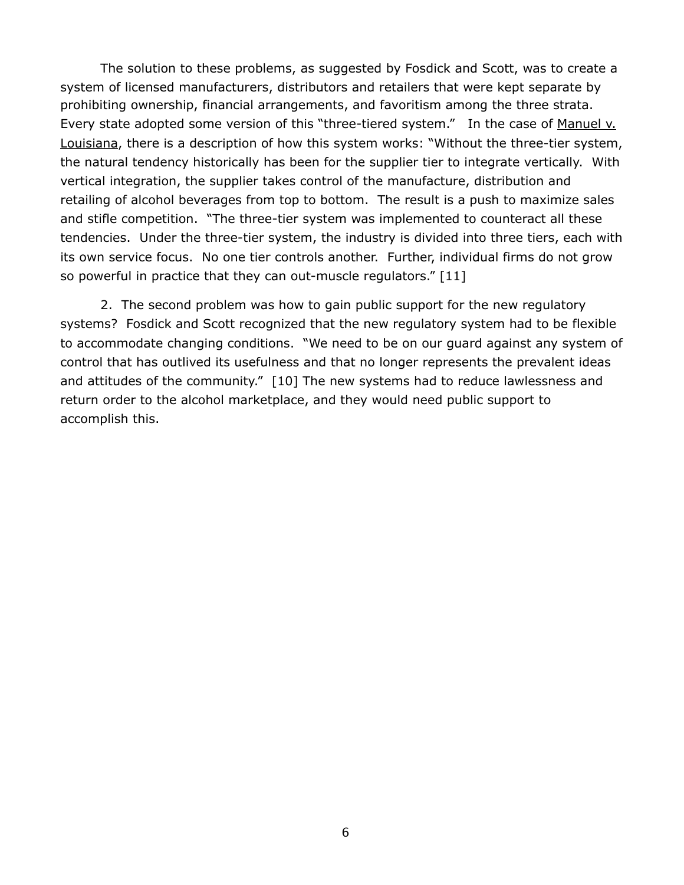The solution to these problems, as suggested by Fosdick and Scott, was to create a system of licensed manufacturers, distributors and retailers that were kept separate by prohibiting ownership, financial arrangements, and favoritism among the three strata. Every state adopted some version of this "three-tiered system." In the case of Manuel v. Louisiana, there is a description of how this system works: "Without the three-tier system, the natural tendency historically has been for the supplier tier to integrate vertically. With vertical integration, the supplier takes control of the manufacture, distribution and retailing of alcohol beverages from top to bottom. The result is a push to maximize sales and stifle competition. "The three-tier system was implemented to counteract all these tendencies. Under the three-tier system, the industry is divided into three tiers, each with its own service focus. No one tier controls another. Further, individual firms do not grow so powerful in practice that they can out-muscle regulators." [11]

2. The second problem was how to gain public support for the new regulatory systems? Fosdick and Scott recognized that the new regulatory system had to be flexible to accommodate changing conditions. "We need to be on our guard against any system of control that has outlived its usefulness and that no longer represents the prevalent ideas and attitudes of the community." [10] The new systems had to reduce lawlessness and return order to the alcohol marketplace, and they would need public support to accomplish this.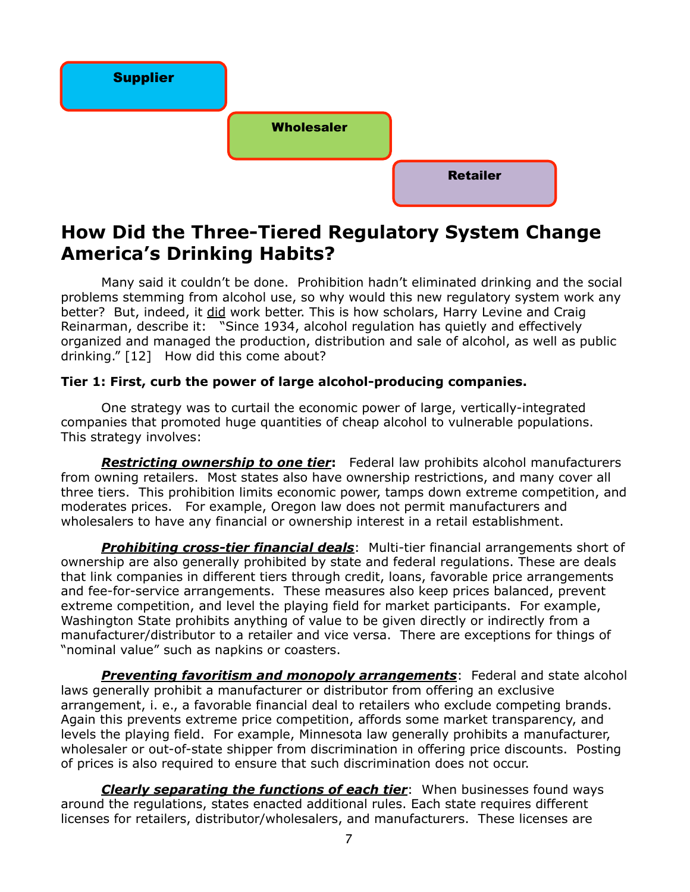Supplier

Wholesaler

Retailer

## How Did the Three-Tiered Regulatory System Change America's Drinking Habits?

Many said it couldn't be done. Prohibition hadn't eliminated drinking and the social problems stemming from alcohol use, so why would this new regulatory system work any better? But, indeed, it did work better. This is how scholars, Harry Levine and Craig Reinarman, describe it: "Since 1934, alcohol regulation has quietly and effectively organized and managed the production, distribution and sale of alcohol, as well as public drinking." [12] How did this come about?

**Tier 1: First, curb the power of large alcohol-producing companies.**

One strategy was to curtail the economic power of large, vertically-integrated companies that promoted huge quantities of cheap alcohol to vulnerable populations. This strategy involves:

***Restricting ownership to one tier*:** Federal law prohibits alcohol manufacturers from owning retailers. Most states also have ownership restrictions, and many cover all three tiers. This prohibition limits economic power, tamps down extreme competition, and moderates prices. For example, Oregon law does not permit manufacturers and wholesalers to have any financial or ownership interest in a retail establishment.

***Prohibiting cross-tier financial deals***: Multi-tier financial arrangements short of ownership are also generally prohibited by state and federal regulations. These are deals that link companies in different tiers through credit, loans, favorable price arrangements and fee-for-service arrangements. These measures also keep prices balanced, prevent extreme competition, and level the playing field for market participants. For example, Washington State prohibits anything of value to be given directly or indirectly from a manufacturer/distributor to a retailer and vice versa. There are exceptions for things of "nominal value" such as napkins or coasters.

***Preventing favoritism and monopoly arrangements***: Federal and state alcohol laws generally prohibit a manufacturer or distributor from offering an exclusive arrangement, i. e., a favorable financial deal to retailers who exclude competing brands. Again this prevents extreme price competition, affords some market transparency, and levels the playing field. For example, Minnesota law generally prohibits a manufacturer, wholesaler or out-of-state shipper from discrimination in offering price discounts. Posting of prices is also required to ensure that such discrimination does not occur.

***Clearly separating the functions of each tier***: When businesses found ways around the regulations, states enacted additional rules. Each state requires different licenses for retailers, distributor/wholesalers, and manufacturers. These licenses are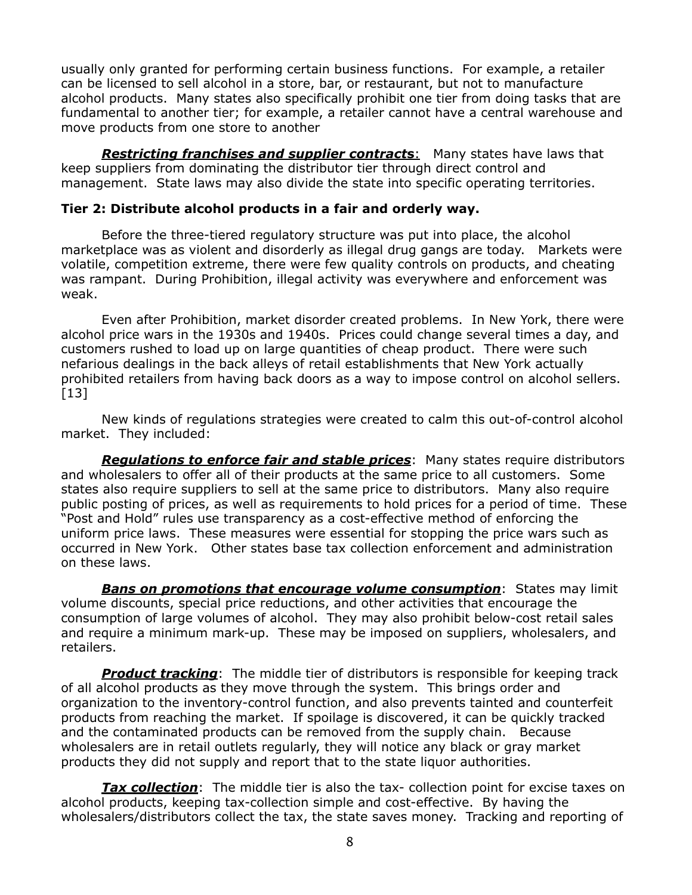usually only granted for performing certain business functions. For example, a retailer can be licensed to sell alcohol in a store, bar, or restaurant, but not to manufacture alcohol products. Many states also specifically prohibit one tier from doing tasks that are fundamental to another tier; for example, a retailer cannot have a central warehouse and move products from one store to another

***Restricting franchises and supplier contracts***: Many states have laws that keep suppliers from dominating the distributor tier through direct control and management. State laws may also divide the state into specific operating territories.

**Tier 2: Distribute alcohol products in a fair and orderly way.**

Before the three-tiered regulatory structure was put into place, the alcohol marketplace was as violent and disorderly as illegal drug gangs are today. Markets were volatile, competition extreme, there were few quality controls on products, and cheating was rampant. During Prohibition, illegal activity was everywhere and enforcement was weak.

Even after Prohibition, market disorder created problems. In New York, there were alcohol price wars in the 1930s and 1940s. Prices could change several times a day, and customers rushed to load up on large quantities of cheap product. There were such nefarious dealings in the back alleys of retail establishments that New York actually prohibited retailers from having back doors as a way to impose control on alcohol sellers. [13]

New kinds of regulations strategies were created to calm this out-of-control alcohol market. They included:

***Regulations to enforce fair and stable prices***: Many states require distributors and wholesalers to offer all of their products at the same price to all customers. Some states also require suppliers to sell at the same price to distributors. Many also require public posting of prices, as well as requirements to hold prices for a period of time. These "Post and Hold" rules use transparency as a cost-effective method of enforcing the uniform price laws. These measures were essential for stopping the price wars such as occurred in New York. Other states base tax collection enforcement and administration on these laws.

***Bans on promotions that encourage volume consumption***: States may limit volume discounts, special price reductions, and other activities that encourage the consumption of large volumes of alcohol. They may also prohibit below-cost retail sales and require a minimum mark-up. These may be imposed on suppliers, wholesalers, and retailers.

***Product tracking***: The middle tier of distributors is responsible for keeping track of all alcohol products as they move through the system. This brings order and organization to the inventory-control function, and also prevents tainted and counterfeit products from reaching the market. If spoilage is discovered, it can be quickly tracked and the contaminated products can be removed from the supply chain. Because wholesalers are in retail outlets regularly, they will notice any black or gray market products they did not supply and report that to the state liquor authorities.

***Tax collection***: The middle tier is also the tax- collection point for excise taxes on alcohol products, keeping tax-collection simple and cost-effective. By having the wholesalers/distributors collect the tax, the state saves money. Tracking and reporting of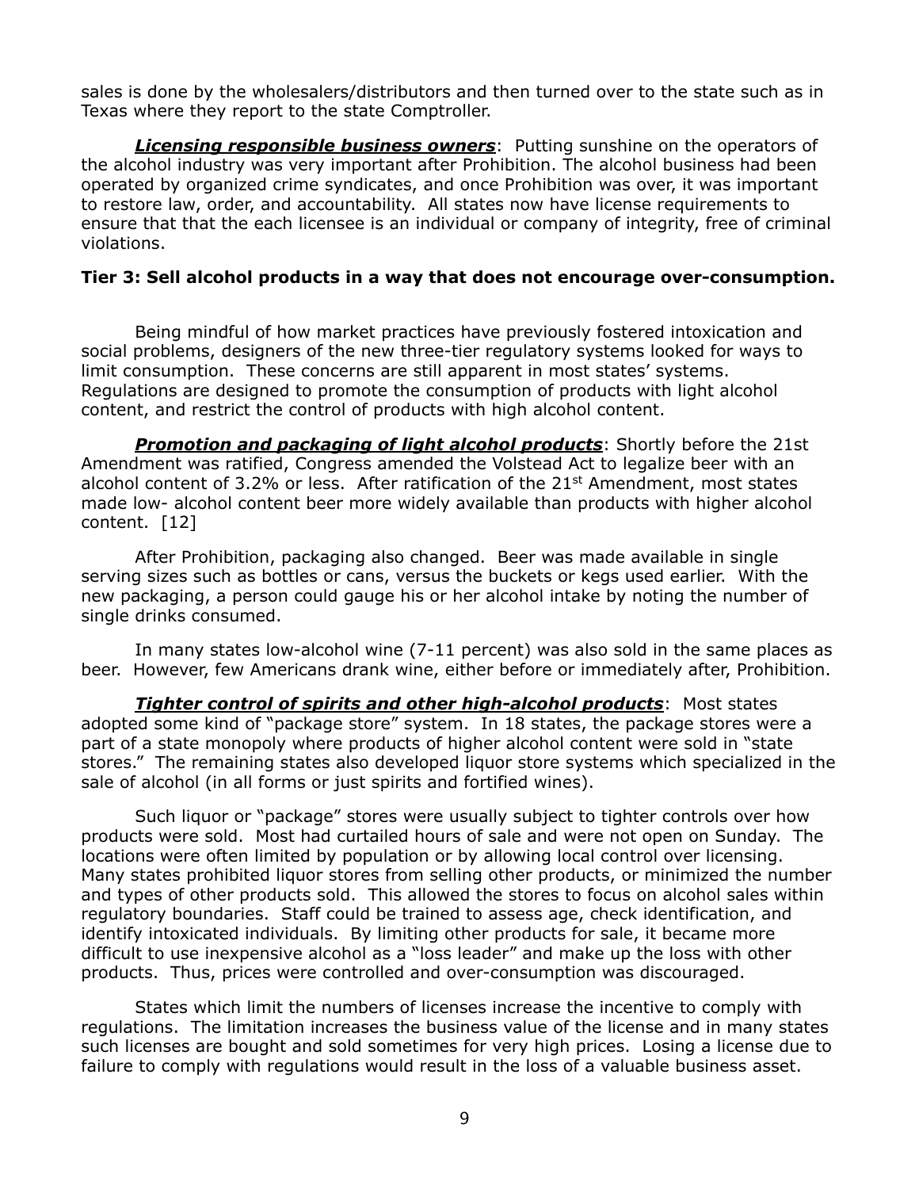sales is done by the wholesalers/distributors and then turned over to the state such as in Texas where they report to the state Comptroller.

***Licensing responsible business owners***: Putting sunshine on the operators of the alcohol industry was very important after Prohibition. The alcohol business had been operated by organized crime syndicates, and once Prohibition was over, it was important to restore law, order, and accountability. All states now have license requirements to ensure that that the each licensee is an individual or company of integrity, free of criminal violations.

**Tier 3: Sell alcohol products in a way that does not encourage over-consumption.**

Being mindful of how market practices have previously fostered intoxication and social problems, designers of the new three-tier regulatory systems looked for ways to limit consumption. These concerns are still apparent in most states' systems. Regulations are designed to promote the consumption of products with light alcohol content, and restrict the control of products with high alcohol content.

***Promotion and packaging of light alcohol products***: Shortly before the 21st Amendment was ratified, Congress amended the Volstead Act to legalize beer with an alcohol content of 3.2% or less. After ratification of the 21st Amendment, most states made low- alcohol content beer more widely available than products with higher alcohol content. [12]

After Prohibition, packaging also changed. Beer was made available in single serving sizes such as bottles or cans, versus the buckets or kegs used earlier. With the new packaging, a person could gauge his or her alcohol intake by noting the number of single drinks consumed.

In many states low-alcohol wine (7-11 percent) was also sold in the same places as beer. However, few Americans drank wine, either before or immediately after, Prohibition.

***Tighter control of spirits and other high-alcohol products***: Most states adopted some kind of "package store" system. In 18 states, the package stores were a part of a state monopoly where products of higher alcohol content were sold in "state stores." The remaining states also developed liquor store systems which specialized in the sale of alcohol (in all forms or just spirits and fortified wines).

Such liquor or "package" stores were usually subject to tighter controls over how products were sold. Most had curtailed hours of sale and were not open on Sunday. The locations were often limited by population or by allowing local control over licensing. Many states prohibited liquor stores from selling other products, or minimized the number and types of other products sold. This allowed the stores to focus on alcohol sales within regulatory boundaries. Staff could be trained to assess age, check identification, and identify intoxicated individuals. By limiting other products for sale, it became more difficult to use inexpensive alcohol as a "loss leader" and make up the loss with other products. Thus, prices were controlled and over-consumption was discouraged.

States which limit the numbers of licenses increase the incentive to comply with regulations. The limitation increases the business value of the license and in many states such licenses are bought and sold sometimes for very high prices. Losing a license due to failure to comply with regulations would result in the loss of a valuable business asset.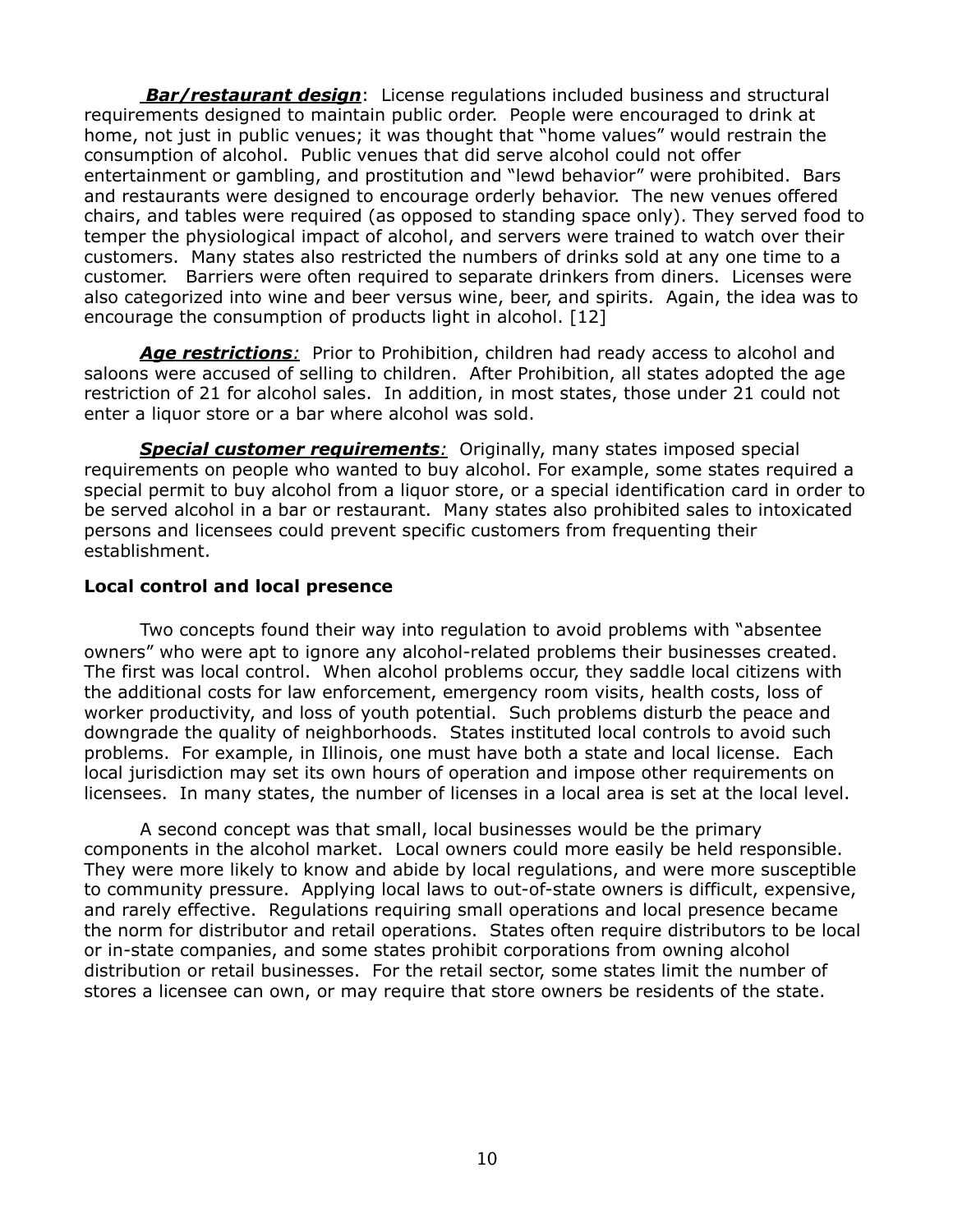***Bar/restaurant design***: License regulations included business and structural requirements designed to maintain public order. People were encouraged to drink at home, not just in public venues; it was thought that "home values" would restrain the consumption of alcohol. Public venues that did serve alcohol could not offer entertainment or gambling, and prostitution and "lewd behavior" were prohibited. Bars and restaurants were designed to encourage orderly behavior. The new venues offered chairs, and tables were required (as opposed to standing space only). They served food to temper the physiological impact of alcohol, and servers were trained to watch over their customers. Many states also restricted the numbers of drinks sold at any one time to a customer. Barriers were often required to separate drinkers from diners. Licenses were also categorized into wine and beer versus wine, beer, and spirits. Again, the idea was to encourage the consumption of products light in alcohol. [12]

***Age restrictions**:* Prior to Prohibition, children had ready access to alcohol and saloons were accused of selling to children. After Prohibition, all states adopted the age restriction of 21 for alcohol sales. In addition, in most states, those under 21 could not enter a liquor store or a bar where alcohol was sold.

***Special customer requirements**:* Originally, many states imposed special requirements on people who wanted to buy alcohol. For example, some states required a special permit to buy alcohol from a liquor store, or a special identification card in order to be served alcohol in a bar or restaurant. Many states also prohibited sales to intoxicated persons and licensees could prevent specific customers from frequenting their establishment.

**Local control and local presence**

Two concepts found their way into regulation to avoid problems with "absentee owners" who were apt to ignore any alcohol-related problems their businesses created. The first was local control. When alcohol problems occur, they saddle local citizens with the additional costs for law enforcement, emergency room visits, health costs, loss of worker productivity, and loss of youth potential. Such problems disturb the peace and downgrade the quality of neighborhoods. States instituted local controls to avoid such problems. For example, in Illinois, one must have both a state and local license. Each local jurisdiction may set its own hours of operation and impose other requirements on licensees. In many states, the number of licenses in a local area is set at the local level.

A second concept was that small, local businesses would be the primary components in the alcohol market. Local owners could more easily be held responsible. They were more likely to know and abide by local regulations, and were more susceptible to community pressure. Applying local laws to out-of-state owners is difficult, expensive, and rarely effective. Regulations requiring small operations and local presence became the norm for distributor and retail operations. States often require distributors to be local or in-state companies, and some states prohibit corporations from owning alcohol distribution or retail businesses. For the retail sector, some states limit the number of stores a licensee can own, or may require that store owners be residents of the state.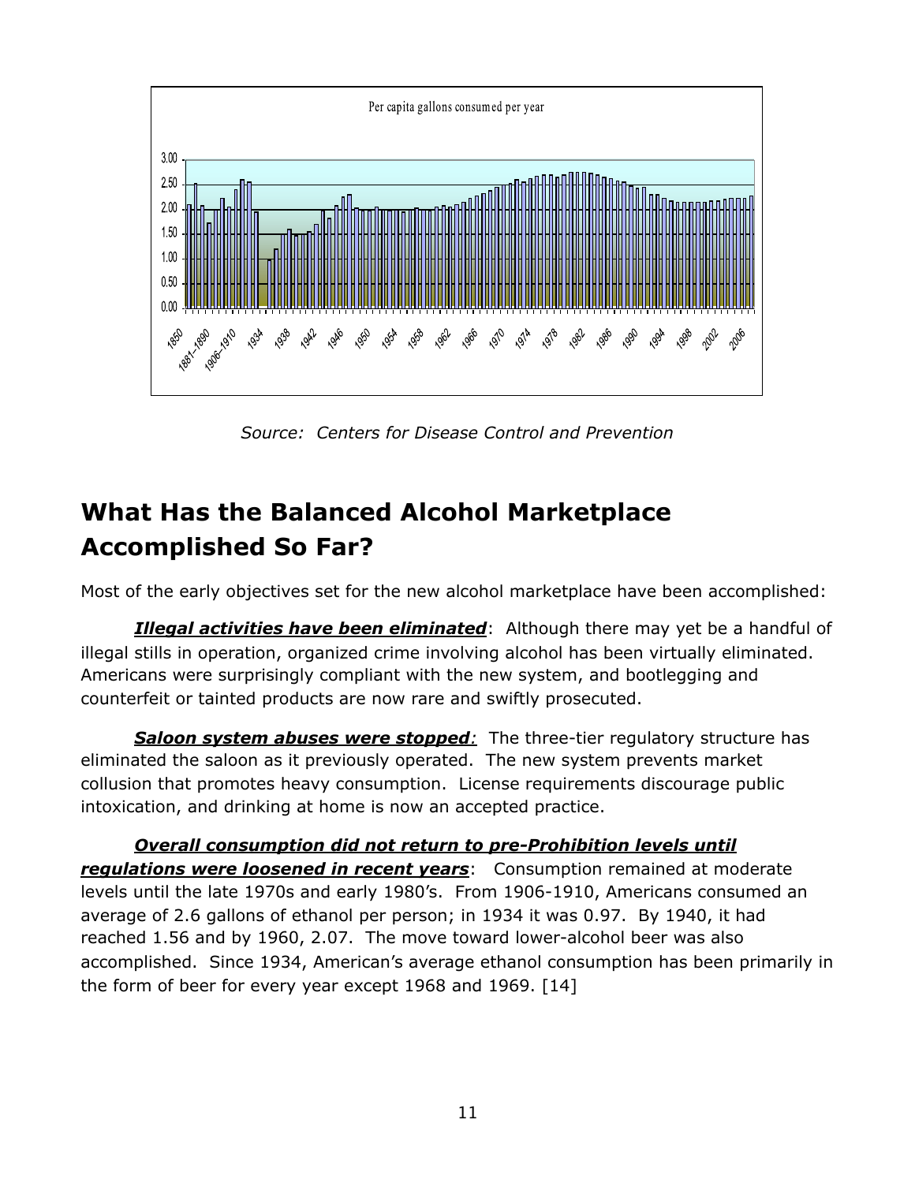Per capita gallons consumed per year

Source: Centers for Disease Control and Prevention

# What Has the Balanced Alcohol Marketplace Accomplished So Far?

Most of the early objectives set for the new alcohol marketplace have been accomplished:

***Illegal activities have been eliminated***: Although there may yet be a handful of illegal stills in operation, organized crime involving alcohol has been virtually eliminated. Americans were surprisingly compliant with the new system, and bootlegging and counterfeit or tainted products are now rare and swiftly prosecuted.

***Saloon system abuses were stopped***: The three-tier regulatory structure has eliminated the saloon as it previously operated. The new system prevents market collusion that promotes heavy consumption. License requirements discourage public intoxication, and drinking at home is now an accepted practice.

***Overall consumption did not return to pre-Prohibition levels until regulations were loosened in recent years***: Consumption remained at moderate levels until the late 1970s and early 1980's. From 1906-1910, Americans consumed an average of 2.6 gallons of ethanol per person; in 1934 it was 0.97. By 1940, it had reached 1.56 and by 1960, 2.07. The move toward lower-alcohol beer was also accomplished. Since 1934, American's average ethanol consumption has been primarily in the form of beer for every year except 1968 and 1969. [14]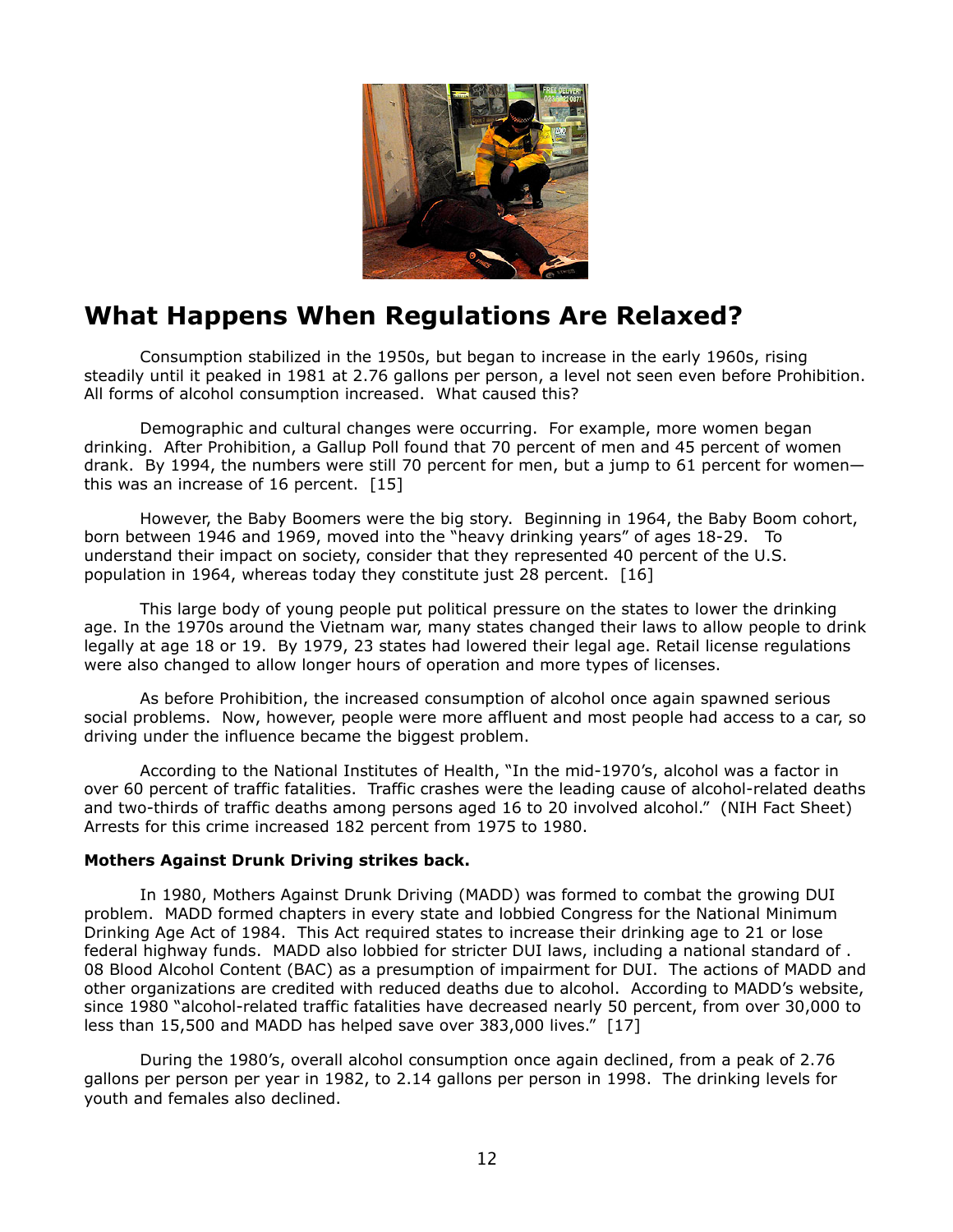# What Happens When Regulations Are Relaxed?

Consumption stabilized in the 1950s, but began to increase in the early 1960s, rising steadily until it peaked in 1981 at 2.76 gallons per person, a level not seen even before Prohibition. All forms of alcohol consumption increased. What caused this?

Demographic and cultural changes were occurring. For example, more women began drinking. After Prohibition, a Gallup Poll found that 70 percent of men and 45 percent of women drank. By 1994, the numbers were still 70 percent for men, but a jump to 61 percent for women—this was an increase of 16 percent. [15]

However, the Baby Boomers were the big story. Beginning in 1964, the Baby Boom cohort, born between 1946 and 1969, moved into the "heavy drinking years" of ages 18-29. To understand their impact on society, consider that they represented 40 percent of the U.S. population in 1964, whereas today they constitute just 28 percent. [16]

This large body of young people put political pressure on the states to lower the drinking age. In the 1970s around the Vietnam war, many states changed their laws to allow people to drink legally at age 18 or 19. By 1979, 23 states had lowered their legal age. Retail license regulations were also changed to allow longer hours of operation and more types of licenses.

As before Prohibition, the increased consumption of alcohol once again spawned serious social problems. Now, however, people were more affluent and most people had access to a car, so driving under the influence became the biggest problem.

According to the National Institutes of Health, "In the mid-1970's, alcohol was a factor in over 60 percent of traffic fatalities. Traffic crashes were the leading cause of alcohol-related deaths and two-thirds of traffic deaths among persons aged 16 to 20 involved alcohol." (NIH Fact Sheet) Arrests for this crime increased 182 percent from 1975 to 1980.

**Mothers Against Drunk Driving strikes back.**

In 1980, Mothers Against Drunk Driving (MADD) was formed to combat the growing DUI problem. MADD formed chapters in every state and lobbied Congress for the National Minimum Drinking Age Act of 1984. This Act required states to increase their drinking age to 21 or lose federal highway funds. MADD also lobbied for stricter DUI laws, including a national standard of .08 Blood Alcohol Content (BAC) as a presumption of impairment for DUI. The actions of MADD and other organizations are credited with reduced deaths due to alcohol. According to MADD's website, since 1980 "alcohol-related traffic fatalities have decreased nearly 50 percent, from over 30,000 to less than 15,500 and MADD has helped save over 383,000 lives." [17]

During the 1980's, overall alcohol consumption once again declined, from a peak of 2.76 gallons per person per year in 1982, to 2.14 gallons per person in 1998. The drinking levels for youth and females also declined.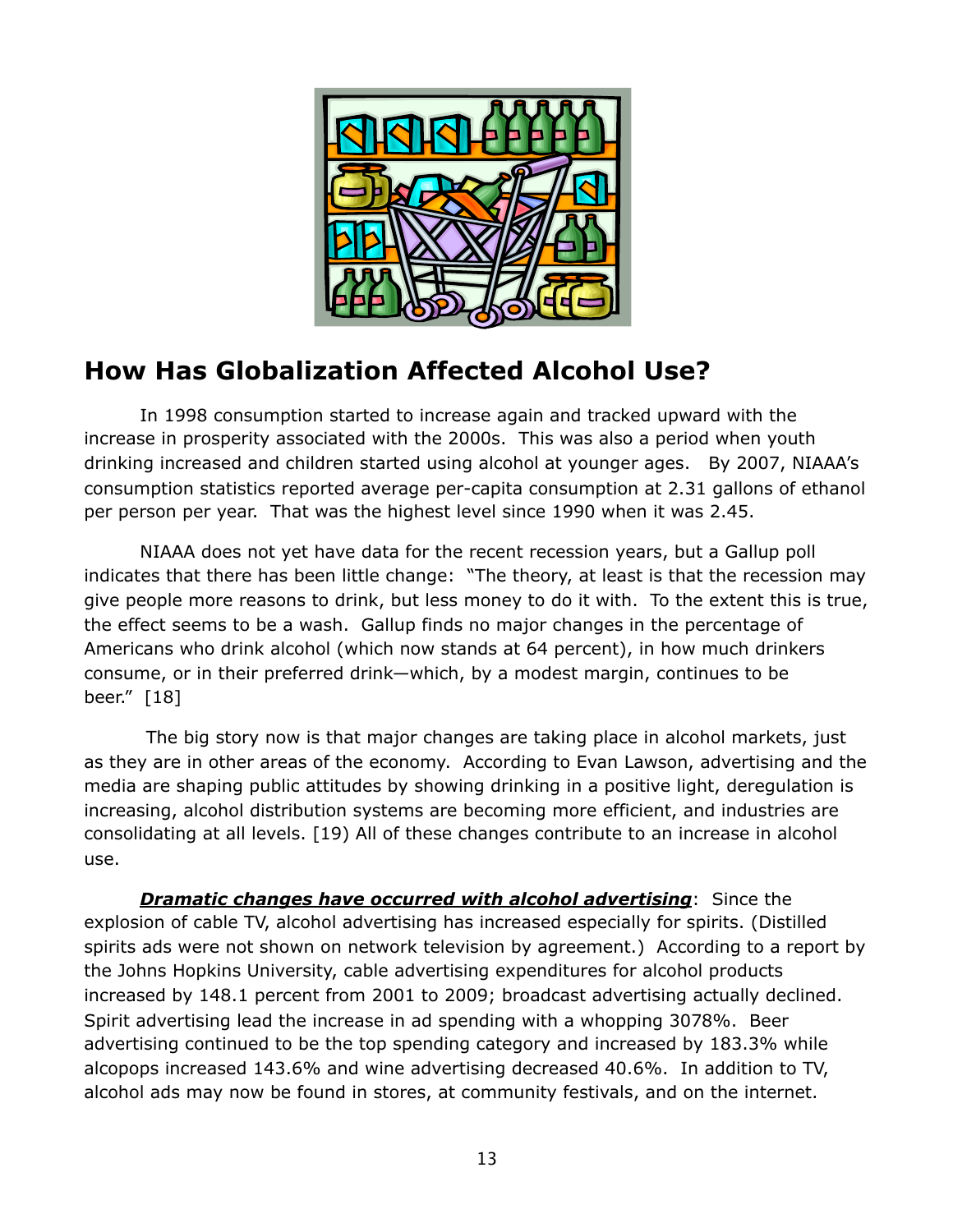## How Has Globalization Affected Alcohol Use?

In 1998 consumption started to increase again and tracked upward with the increase in prosperity associated with the 2000s. This was also a period when youth drinking increased and children started using alcohol at younger ages. By 2007, NIAAA's consumption statistics reported average per-capita consumption at 2.31 gallons of ethanol per person per year. That was the highest level since 1990 when it was 2.45.

NIAAA does not yet have data for the recent recession years, but a Gallup poll indicates that there has been little change: "The theory, at least is that the recession may give people more reasons to drink, but less money to do it with. To the extent this is true, the effect seems to be a wash. Gallup finds no major changes in the percentage of Americans who drink alcohol (which now stands at 64 percent), in how much drinkers consume, or in their preferred drink—which, by a modest margin, continues to be beer." [18]

The big story now is that major changes are taking place in alcohol markets, just as they are in other areas of the economy. According to Evan Lawson, advertising and the media are shaping public attitudes by showing drinking in a positive light, deregulation is increasing, alcohol distribution systems are becoming more efficient, and industries are consolidating at all levels. [19] All of these changes contribute to an increase in alcohol use.

***Dramatic changes have occurred with alcohol advertising***: Since the explosion of cable TV, alcohol advertising has increased especially for spirits. (Distilled spirits ads were not shown on network television by agreement.) According to a report by the Johns Hopkins University, cable advertising expenditures for alcohol products increased by 148.1 percent from 2001 to 2009; broadcast advertising actually declined. Spirit advertising lead the increase in ad spending with a whopping 3078%. Beer advertising continued to be the top spending category and increased by 183.3% while alcopops increased 143.6% and wine advertising decreased 40.6%. In addition to TV, alcohol ads may now be found in stores, at community festivals, and on the internet.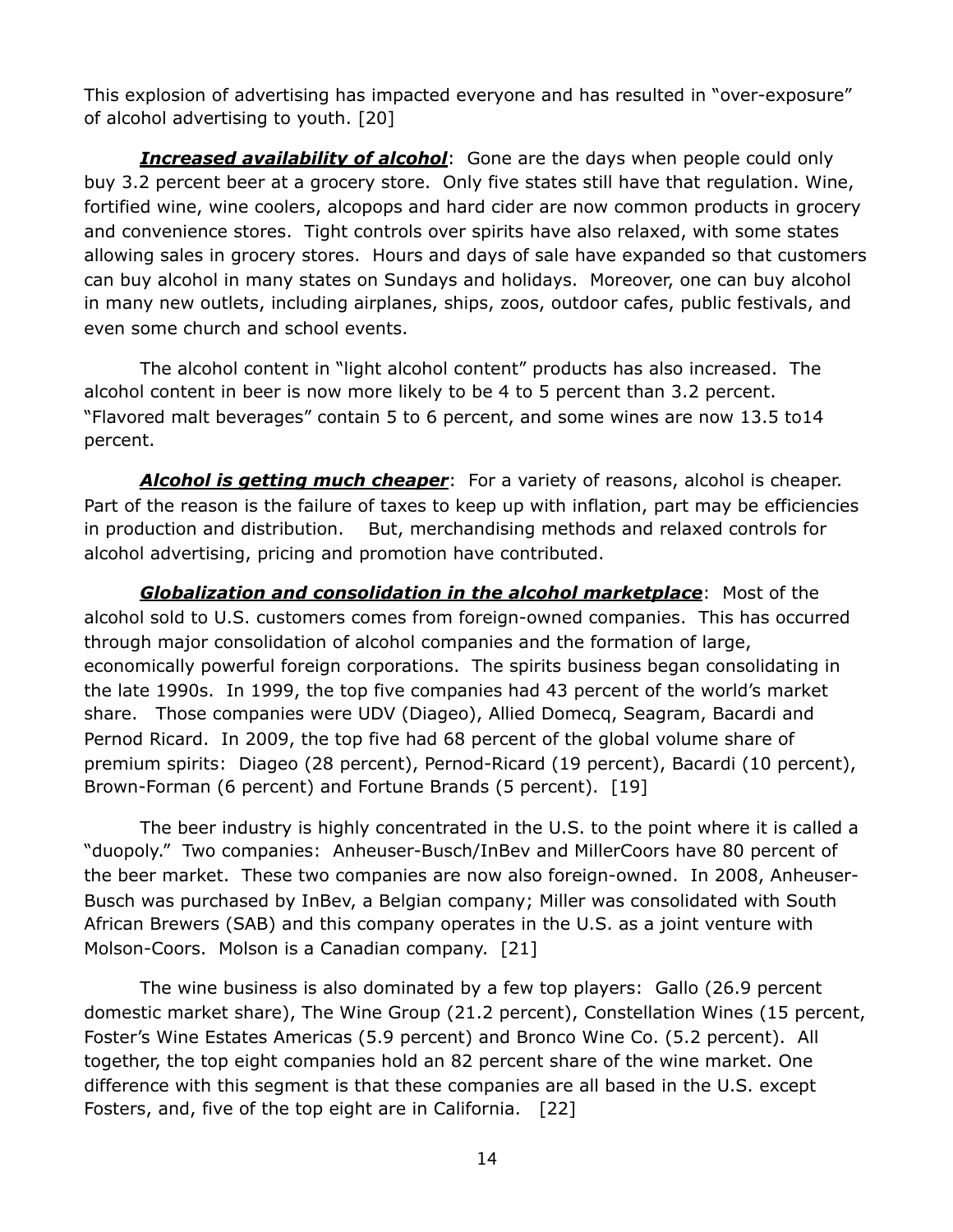This explosion of advertising has impacted everyone and has resulted in "over-exposure" of alcohol advertising to youth. [20]

***Increased availability of alcohol***: Gone are the days when people could only buy 3.2 percent beer at a grocery store. Only five states still have that regulation. Wine, fortified wine, wine coolers, alcopops and hard cider are now common products in grocery and convenience stores. Tight controls over spirits have also relaxed, with some states allowing sales in grocery stores. Hours and days of sale have expanded so that customers can buy alcohol in many states on Sundays and holidays. Moreover, one can buy alcohol in many new outlets, including airplanes, ships, zoos, outdoor cafes, public festivals, and even some church and school events.

The alcohol content in "light alcohol content" products has also increased. The alcohol content in beer is now more likely to be 4 to 5 percent than 3.2 percent. "Flavored malt beverages" contain 5 to 6 percent, and some wines are now 13.5 to14 percent.

***Alcohol is getting much cheaper***: For a variety of reasons, alcohol is cheaper. Part of the reason is the failure of taxes to keep up with inflation, part may be efficiencies in production and distribution. But, merchandising methods and relaxed controls for alcohol advertising, pricing and promotion have contributed.

***Globalization and consolidation in the alcohol marketplace***: Most of the alcohol sold to U.S. customers comes from foreign-owned companies. This has occurred through major consolidation of alcohol companies and the formation of large, economically powerful foreign corporations. The spirits business began consolidating in the late 1990s. In 1999, the top five companies had 43 percent of the world's market share. Those companies were UDV (Diageo), Allied Domecq, Seagram, Bacardi and Pernod Ricard. In 2009, the top five had 68 percent of the global volume share of premium spirits: Diageo (28 percent), Pernod-Ricard (19 percent), Bacardi (10 percent), Brown-Forman (6 percent) and Fortune Brands (5 percent). [19]

The beer industry is highly concentrated in the U.S. to the point where it is called a "duopoly." Two companies: Anheuser-Busch/InBev and MillerCoors have 80 percent of the beer market. These two companies are now also foreign-owned. In 2008, Anheuser-Busch was purchased by InBev, a Belgian company; Miller was consolidated with South African Brewers (SAB) and this company operates in the U.S. as a joint venture with Molson-Coors. Molson is a Canadian company. [21]

The wine business is also dominated by a few top players: Gallo (26.9 percent domestic market share), The Wine Group (21.2 percent), Constellation Wines (15 percent, Foster's Wine Estates Americas (5.9 percent) and Bronco Wine Co. (5.2 percent). All together, the top eight companies hold an 82 percent share of the wine market. One difference with this segment is that these companies are all based in the U.S. except Fosters, and, five of the top eight are in California. [22]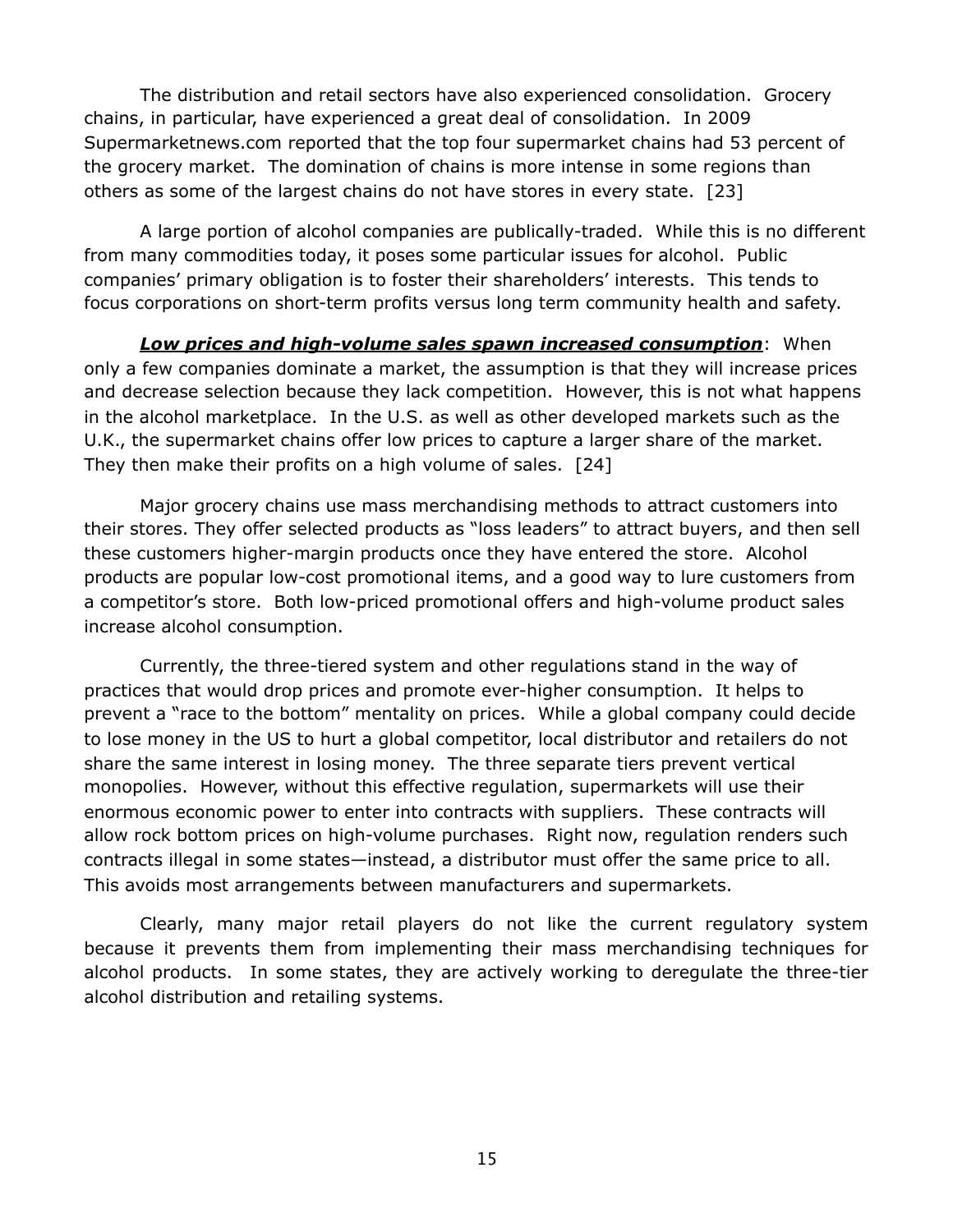The distribution and retail sectors have also experienced consolidation. Grocery chains, in particular, have experienced a great deal of consolidation. In 2009 Supermarketnews.com reported that the top four supermarket chains had 53 percent of the grocery market. The domination of chains is more intense in some regions than others as some of the largest chains do not have stores in every state. [23]

A large portion of alcohol companies are publically-traded. While this is no different from many commodities today, it poses some particular issues for alcohol. Public companies' primary obligation is to foster their shareholders' interests. This tends to focus corporations on short-term profits versus long term community health and safety.

***Low prices and high-volume sales spawn increased consumption***: When only a few companies dominate a market, the assumption is that they will increase prices and decrease selection because they lack competition. However, this is not what happens in the alcohol marketplace. In the U.S. as well as other developed markets such as the U.K., the supermarket chains offer low prices to capture a larger share of the market. They then make their profits on a high volume of sales. [24]

Major grocery chains use mass merchandising methods to attract customers into their stores. They offer selected products as "loss leaders" to attract buyers, and then sell these customers higher-margin products once they have entered the store. Alcohol products are popular low-cost promotional items, and a good way to lure customers from a competitor's store. Both low-priced promotional offers and high-volume product sales increase alcohol consumption.

Currently, the three-tiered system and other regulations stand in the way of practices that would drop prices and promote ever-higher consumption. It helps to prevent a "race to the bottom" mentality on prices. While a global company could decide to lose money in the US to hurt a global competitor, local distributor and retailers do not share the same interest in losing money. The three separate tiers prevent vertical monopolies. However, without this effective regulation, supermarkets will use their enormous economic power to enter into contracts with suppliers. These contracts will allow rock bottom prices on high-volume purchases. Right now, regulation renders such contracts illegal in some states—instead, a distributor must offer the same price to all. This avoids most arrangements between manufacturers and supermarkets.

Clearly, many major retail players do not like the current regulatory system because it prevents them from implementing their mass merchandising techniques for alcohol products. In some states, they are actively working to deregulate the three-tier alcohol distribution and retailing systems.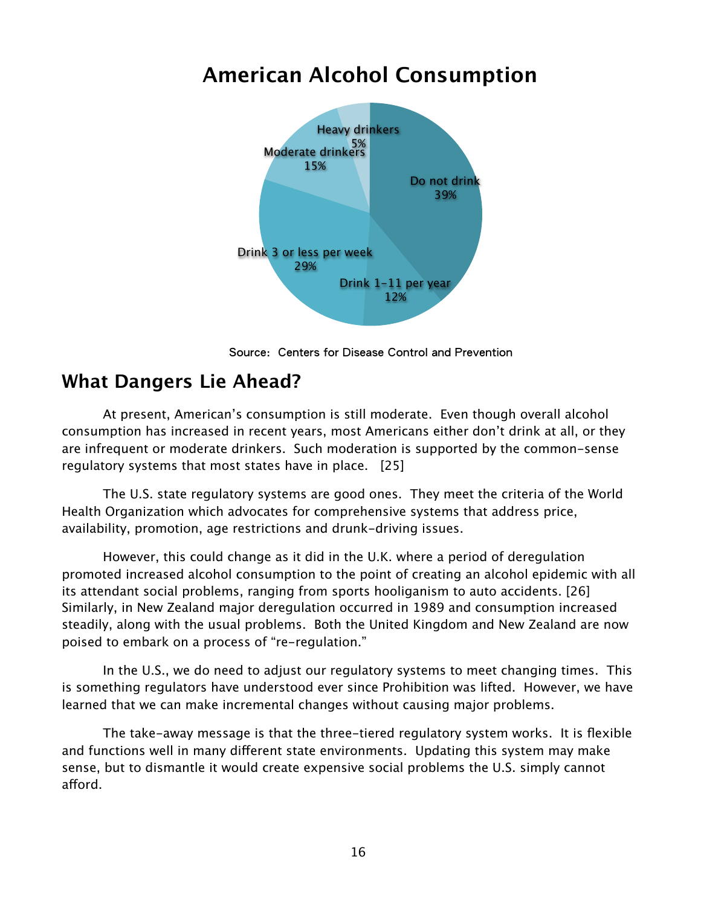# American Alcohol Consumption

Heavy drinkers 5%

Moderate drinkers 15%

Do not drink 39%

Drink 3 or less per week 29%

Drink 1-11 per year 12%

Source: Centers for Disease Control and Prevention

## What Dangers Lie Ahead?

At present, American's consumption is still moderate. Even though overall alcohol consumption has increased in recent years, most Americans either don't drink at all, or they are infrequent or moderate drinkers. Such moderation is supported by the common-sense regulatory systems that most states have in place. [25]

The U.S. state regulatory systems are good ones. They meet the criteria of the World Health Organization which advocates for comprehensive systems that address price, availability, promotion, age restrictions and drunk-driving issues.

However, this could change as it did in the U.K. where a period of deregulation promoted increased alcohol consumption to the point of creating an alcohol epidemic with all its attendant social problems, ranging from sports hooliganism to auto accidents. [26] Similarly, in New Zealand major deregulation occurred in 1989 and consumption increased steadily, along with the usual problems. Both the United Kingdom and New Zealand are now poised to embark on a process of "re-regulation."

In the U.S., we do need to adjust our regulatory systems to meet changing times. This is something regulators have understood ever since Prohibition was lifted. However, we have learned that we can make incremental changes without causing major problems.

The take-away message is that the three-tiered regulatory system works. It is flexible and functions well in many different state environments. Updating this system may make sense, but to dismantle it would create expensive social problems the U.S. simply cannot afford.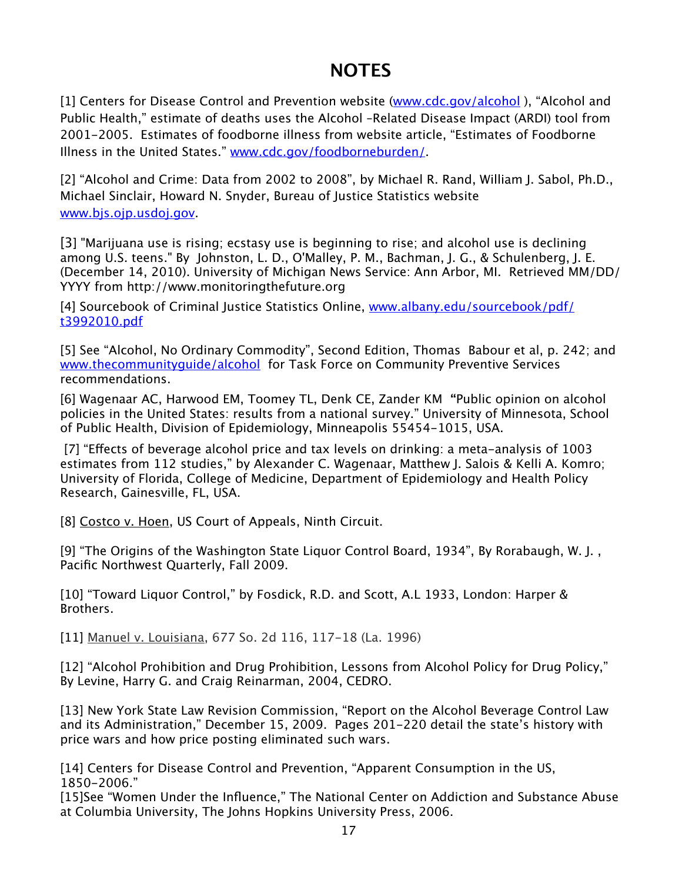# NOTES

[1] Centers for Disease Control and Prevention website (www.cdc.gov/alcohol ), "Alcohol and Public Health," estimate of deaths uses the Alcohol –Related Disease Impact (ARDI) tool from 2001-2005. Estimates of foodborne illness from website article, "Estimates of Foodborne Illness in the United States." www.cdc.gov/foodborneburden/.

[2] "Alcohol and Crime: Data from 2002 to 2008", by Michael R. Rand, William J. Sabol, Ph.D., Michael Sinclair, Howard N. Snyder, Bureau of Justice Statistics website www.bjs.ojp.usdoj.gov.

[3] "Marijuana use is rising; ecstasy use is beginning to rise; and alcohol use is declining among U.S. teens." By Johnston, L. D., O'Malley, P. M., Bachman, J. G., & Schulenberg, J. E. (December 14, 2010). University of Michigan News Service: Ann Arbor, MI. Retrieved MM/DD/YYYY from http://www.monitoringthefuture.org

[4] Sourcebook of Criminal Justice Statistics Online, www.albany.edu/sourcebook/pdf/t3992010.pdf

[5] See "Alcohol, No Ordinary Commodity", Second Edition, Thomas Babour et al, p. 242; and www.thecommunityguide/alcohol for Task Force on Community Preventive Services recommendations.

[6] Wagenaar AC, Harwood EM, Toomey TL, Denk CE, Zander KM **"**Public opinion on alcohol policies in the United States: results from a national survey." University of Minnesota, School of Public Health, Division of Epidemiology, Minneapolis 55454-1015, USA.

[7] "Effects of beverage alcohol price and tax levels on drinking: a meta-analysis of 1003 estimates from 112 studies," by Alexander C. Wagenaar, Matthew J. Salois & Kelli A. Komro; University of Florida, College of Medicine, Department of Epidemiology and Health Policy Research, Gainesville, FL, USA.

[8] Costco v. Hoen, US Court of Appeals, Ninth Circuit.

[9] "The Origins of the Washington State Liquor Control Board, 1934", By Rorabaugh, W. J. , Pacific Northwest Quarterly, Fall 2009.

[10] "Toward Liquor Control," by Fosdick, R.D. and Scott, A.L 1933, London: Harper & Brothers.

[11] Manuel v. Louisiana, 677 So. 2d 116, 117-18 (La. 1996)

[12] "Alcohol Prohibition and Drug Prohibition, Lessons from Alcohol Policy for Drug Policy," By Levine, Harry G. and Craig Reinarman, 2004, CEDRO.

[13] New York State Law Revision Commission, "Report on the Alcohol Beverage Control Law and its Administration," December 15, 2009. Pages 201-220 detail the state's history with price wars and how price posting eliminated such wars.

[14] Centers for Disease Control and Prevention, "Apparent Consumption in the US, 1850-2006."

[15]See "Women Under the Influence," The National Center on Addiction and Substance Abuse at Columbia University, The Johns Hopkins University Press, 2006.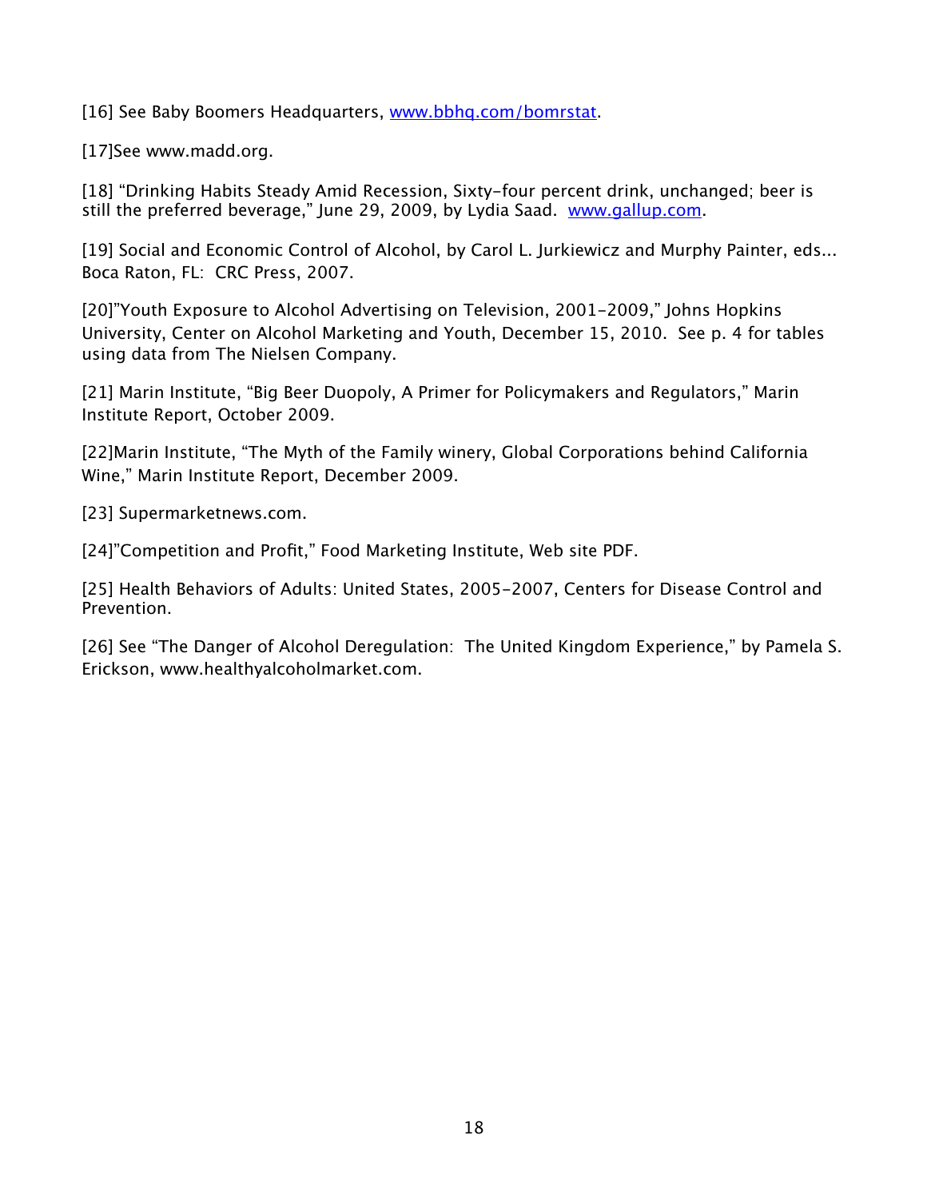[16] See Baby Boomers Headquarters, [www.bbhq.com/bomrstat](www.bbhq.com/bomrstat).

[17]See www.madd.org.

[18] "Drinking Habits Steady Amid Recession, Sixty-four percent drink, unchanged; beer is still the preferred beverage," June 29, 2009, by Lydia Saad. [www.gallup.com](www.gallup.com).

[19] Social and Economic Control of Alcohol, by Carol L. Jurkiewicz and Murphy Painter, eds... Boca Raton, FL: CRC Press, 2007.

[20]"Youth Exposure to Alcohol Advertising on Television, 2001-2009," Johns Hopkins University, Center on Alcohol Marketing and Youth, December 15, 2010. See p. 4 for tables using data from The Nielsen Company.

[21] Marin Institute, "Big Beer Duopoly, A Primer for Policymakers and Regulators," Marin Institute Report, October 2009.

[22]Marin Institute, "The Myth of the Family winery, Global Corporations behind California Wine," Marin Institute Report, December 2009.

[23] Supermarketnews.com.

[24]"Competition and Profit," Food Marketing Institute, Web site PDF.

[25] Health Behaviors of Adults: United States, 2005-2007, Centers for Disease Control and Prevention.

[26] See "The Danger of Alcohol Deregulation: The United Kingdom Experience," by Pamela S. Erickson, www.healthyalcoholmarket.com.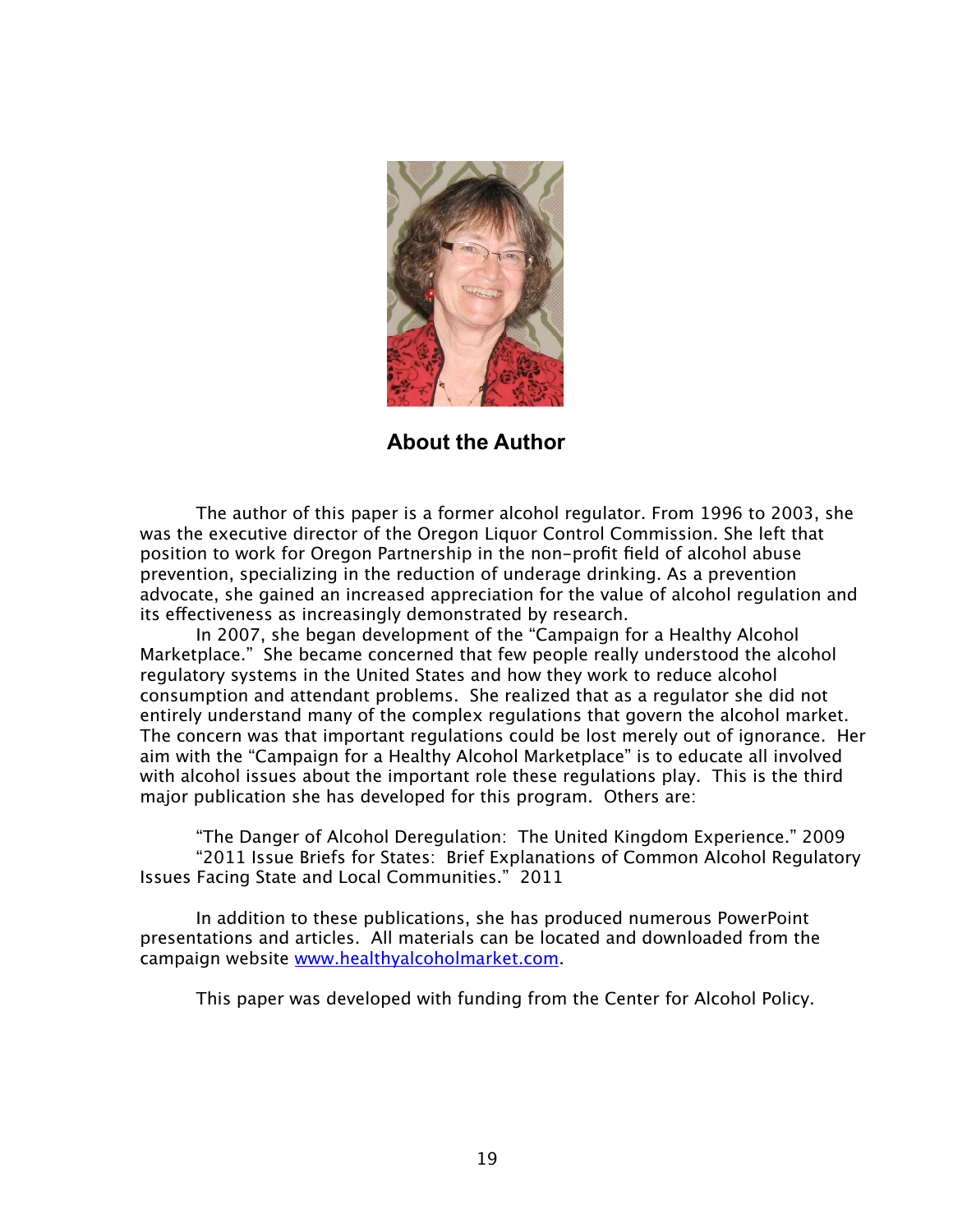## About the Author

The author of this paper is a former alcohol regulator. From 1996 to 2003, she was the executive director of the Oregon Liquor Control Commission. She left that position to work for Oregon Partnership in the non-profit field of alcohol abuse prevention, specializing in the reduction of underage drinking. As a prevention advocate, she gained an increased appreciation for the value of alcohol regulation and its effectiveness as increasingly demonstrated by research.

In 2007, she began development of the "Campaign for a Healthy Alcohol Marketplace." She became concerned that few people really understood the alcohol regulatory systems in the United States and how they work to reduce alcohol consumption and attendant problems. She realized that as a regulator she did not entirely understand many of the complex regulations that govern the alcohol market. The concern was that important regulations could be lost merely out of ignorance. Her aim with the "Campaign for a Healthy Alcohol Marketplace" is to educate all involved with alcohol issues about the important role these regulations play. This is the third major publication she has developed for this program. Others are:

"The Danger of Alcohol Deregulation: The United Kingdom Experience." 2009
"2011 Issue Briefs for States: Brief Explanations of Common Alcohol Regulatory Issues Facing State and Local Communities." 2011

In addition to these publications, she has produced numerous PowerPoint presentations and articles. All materials can be located and downloaded from the campaign website [www.healthyalcoholmarket.com](http://www.healthyalcoholmarket.com).

This paper was developed with funding from the Center for Alcohol Policy.